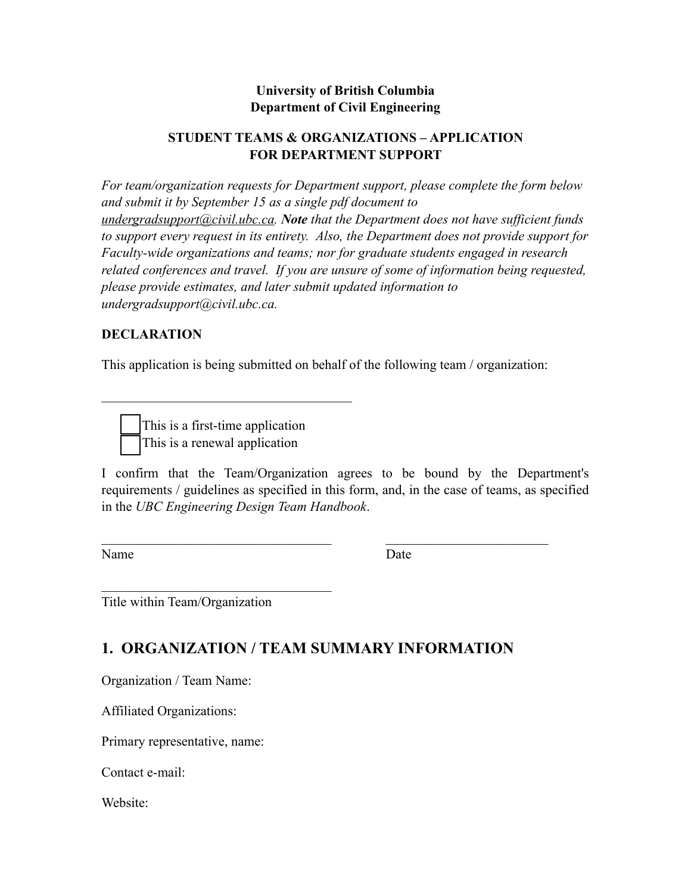**University of British Columbia**
**Department of Civil Engineering**

**STUDENT TEAMS & ORGANIZATIONS – APPLICATION FOR DEPARTMENT SUPPORT**

*For team/organization requests for Department support, please complete the form below and submit it by September 15 as a single pdf document to undergradsupport@civil.ubc.ca. **Note** that the Department does not have sufficient funds to support every request in its entirety. Also, the Department does not provide support for Faculty-wide organizations and teams; nor for graduate students engaged in research related conferences and travel. If you are unsure of some of information being requested, please provide estimates, and later submit updated information to undergradsupport@civil.ubc.ca.*

**DECLARATION**

This application is being submitted on behalf of the following team / organization:

\_\_\_\_\_\_\_\_\_\_\_\_\_\_\_\_\_\_\_\_\_\_\_\_\_\_\_\_\_\_\_\_\_\_\_\_\_\_

- [ ] This is a first-time application
- [ ] This is a renewal application

I confirm that the Team/Organization agrees to be bound by the Department's requirements / guidelines as specified in this form, and, in the case of teams, as specified in the *UBC Engineering Design Team Handbook*.

\_\_\_\_\_\_\_\_\_\_\_\_\_\_\_\_\_\_\_\_\_\_\_\_\_\_\_\_\_\_\_\_\_\_\_ \_\_\_\_\_\_\_\_\_\_\_\_\_\_\_\_\_\_\_\_\_\_\_\_\_
Name Date

\_\_\_\_\_\_\_\_\_\_\_\_\_\_\_\_\_\_\_\_\_\_\_\_\_\_\_\_\_\_\_\_\_\_\_
Title within Team/Organization

## 1. ORGANIZATION / TEAM SUMMARY INFORMATION

Organization / Team Name:

Affiliated Organizations:

Primary representative, name:

Contact e-mail:

Website: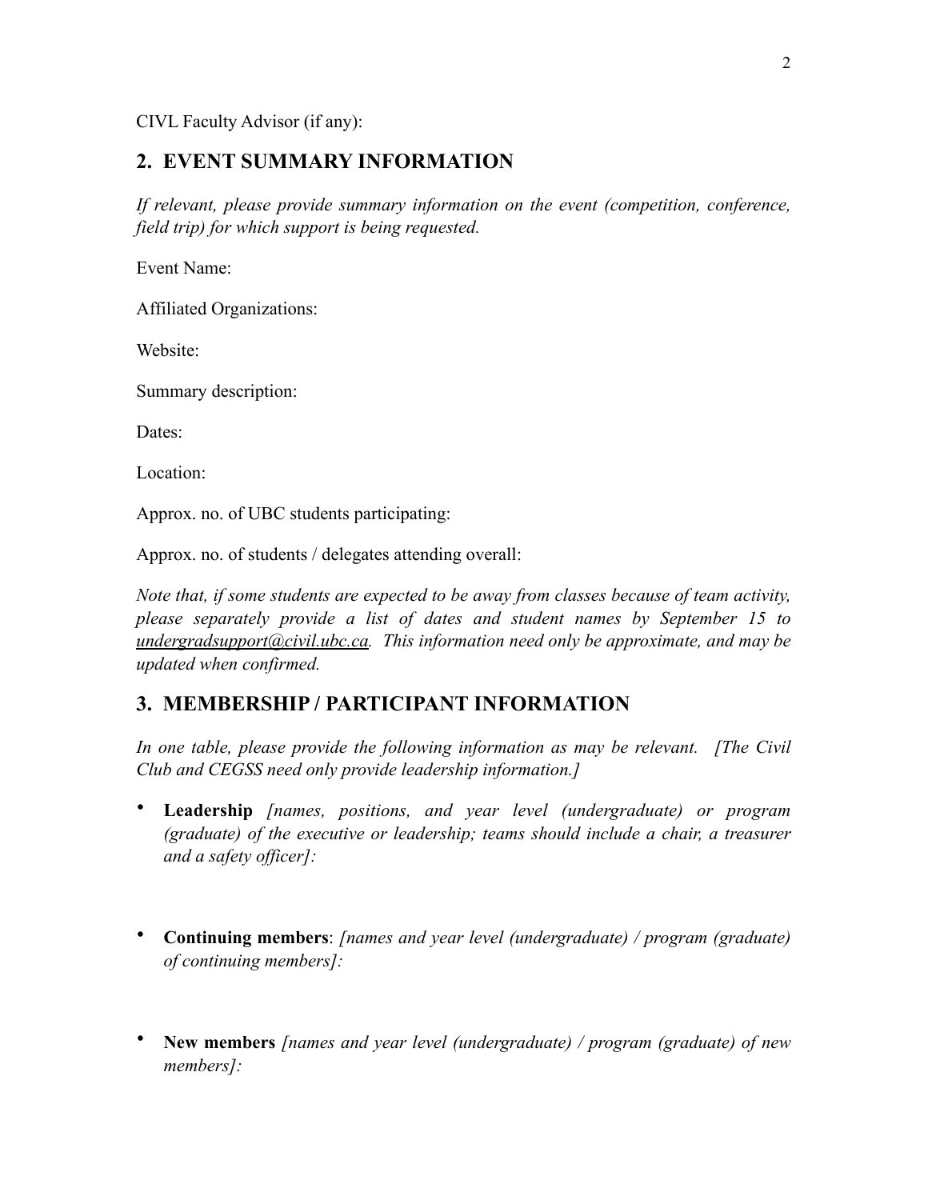CIVL Faculty Advisor (if any):

## 2. EVENT SUMMARY INFORMATION

*If relevant, please provide summary information on the event (competition, conference, field trip) for which support is being requested.*

Event Name:

Affiliated Organizations:

Website:

Summary description:

Dates:

Location:

Approx. no. of UBC students participating:

Approx. no. of students / delegates attending overall:

*Note that, if some students are expected to be away from classes because of team activity, please separately provide a list of dates and student names by September 15 to [undergradsupport@civil.ubc.ca](mailto:undergradsupport@civil.ubc.ca). This information need only be approximate, and may be updated when confirmed.*

## 3. MEMBERSHIP / PARTICIPANT INFORMATION

*In one table, please provide the following information as may be relevant. [The Civil Club and CEGSS need only provide leadership information.]*

- **Leadership** *[names, positions, and year level (undergraduate) or program (graduate) of the executive or leadership; teams should include a chair, a treasurer and a safety officer]:*

- **Continuing members**: *[names and year level (undergraduate) / program (graduate) of continuing members]:*

- **New members** *[names and year level (undergraduate) / program (graduate) of new members]:*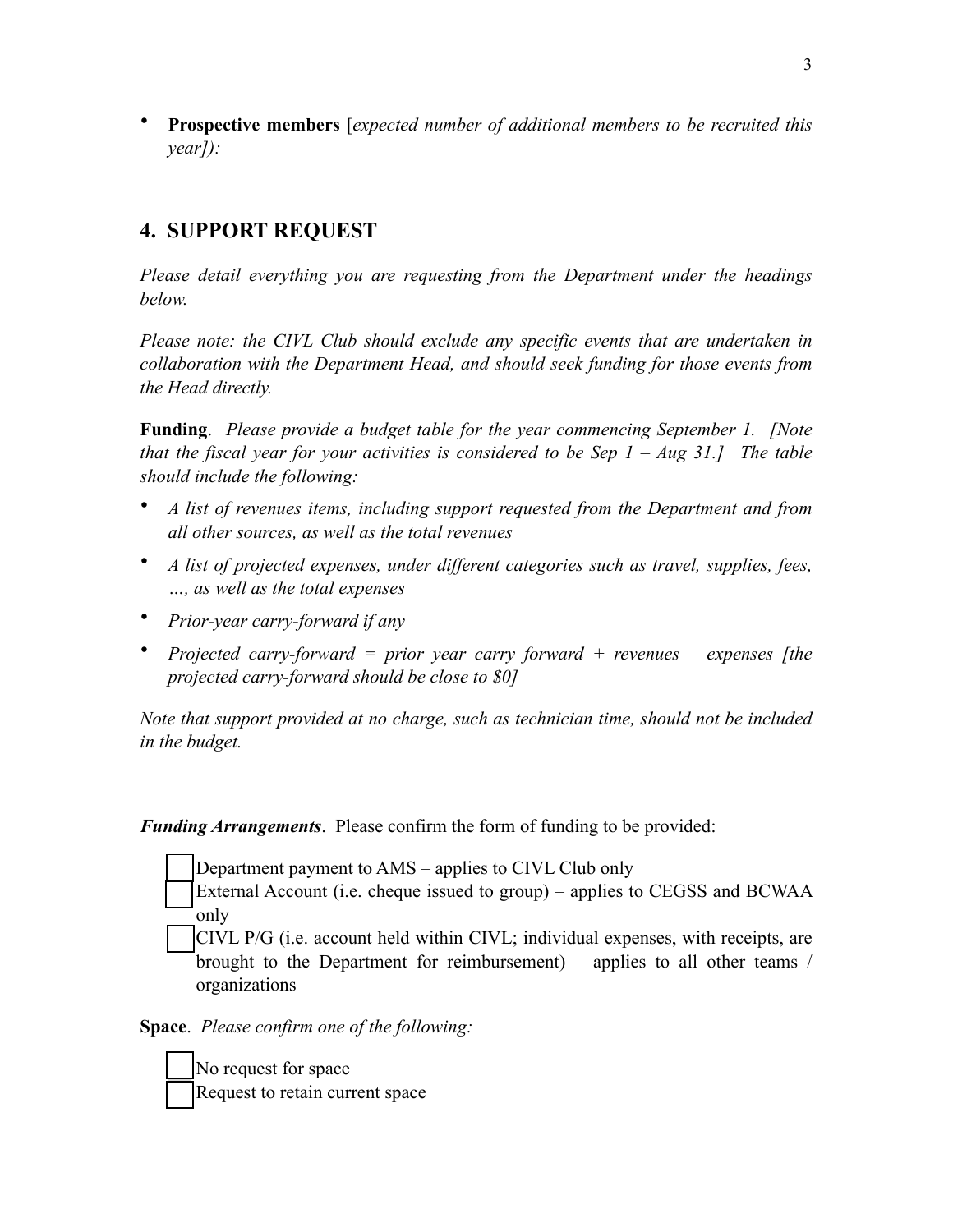- **Prospective members** [*expected number of additional members to be recruited this year]):*

## 4. SUPPORT REQUEST

*Please detail everything you are requesting from the Department under the headings below.*

*Please note: the CIVL Club should exclude any specific events that are undertaken in collaboration with the Department Head, and should seek funding for those events from the Head directly.*

**Funding**. *Please provide a budget table for the year commencing September 1. [Note that the fiscal year for your activities is considered to be Sep 1 – Aug 31.] The table should include the following:*

- *A list of revenues items, including support requested from the Department and from all other sources, as well as the total revenues*
- *A list of projected expenses, under different categories such as travel, supplies, fees, …, as well as the total expenses*
- *Prior-year carry-forward if any*
- *Projected carry-forward = prior year carry forward + revenues – expenses [the projected carry-forward should be close to $0]*

*Note that support provided at no charge, such as technician time, should not be included in the budget.*

***Funding Arrangements***. Please confirm the form of funding to be provided:

- [ ] Department payment to AMS – applies to CIVL Club only
- [ ] External Account (i.e. cheque issued to group) – applies to CEGSS and BCWAA only
- [ ] CIVL P/G (i.e. account held within CIVL; individual expenses, with receipts, are brought to the Department for reimbursement) – applies to all other teams / organizations

**Space**. *Please confirm one of the following:*

- [ ] No request for space
- [ ] Request to retain current space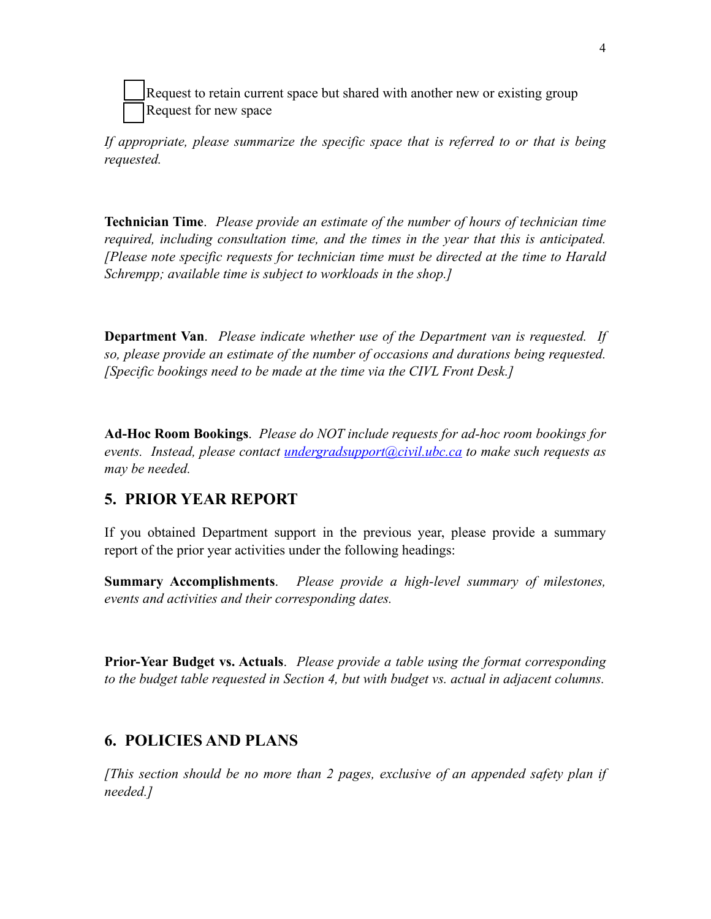☐ Request to retain current space but shared with another new or existing group
☐ Request for new space

*If appropriate, please summarize the specific space that is referred to or that is being requested.*

**Technician Time**. *Please provide an estimate of the number of hours of technician time required, including consultation time, and the times in the year that this is anticipated. [Please note specific requests for technician time must be directed at the time to Harald Schrempp; available time is subject to workloads in the shop.]*

**Department Van**. *Please indicate whether use of the Department van is requested. If so, please provide an estimate of the number of occasions and durations being requested. [Specific bookings need to be made at the time via the CIVL Front Desk.]*

**Ad-Hoc Room Bookings**. *Please do NOT include requests for ad-hoc room bookings for events. Instead, please contact [undergradsupport@civil.ubc.ca](mailto:undergradsupport@civil.ubc.ca) to make such requests as may be needed.*

## 5. PRIOR YEAR REPORT

If you obtained Department support in the previous year, please provide a summary report of the prior year activities under the following headings:

**Summary Accomplishments**. *Please provide a high-level summary of milestones, events and activities and their corresponding dates.*

**Prior-Year Budget vs. Actuals**. *Please provide a table using the format corresponding to the budget table requested in Section 4, but with budget vs. actual in adjacent columns.*

## 6. POLICIES AND PLANS

*[This section should be no more than 2 pages, exclusive of an appended safety plan if needed.]*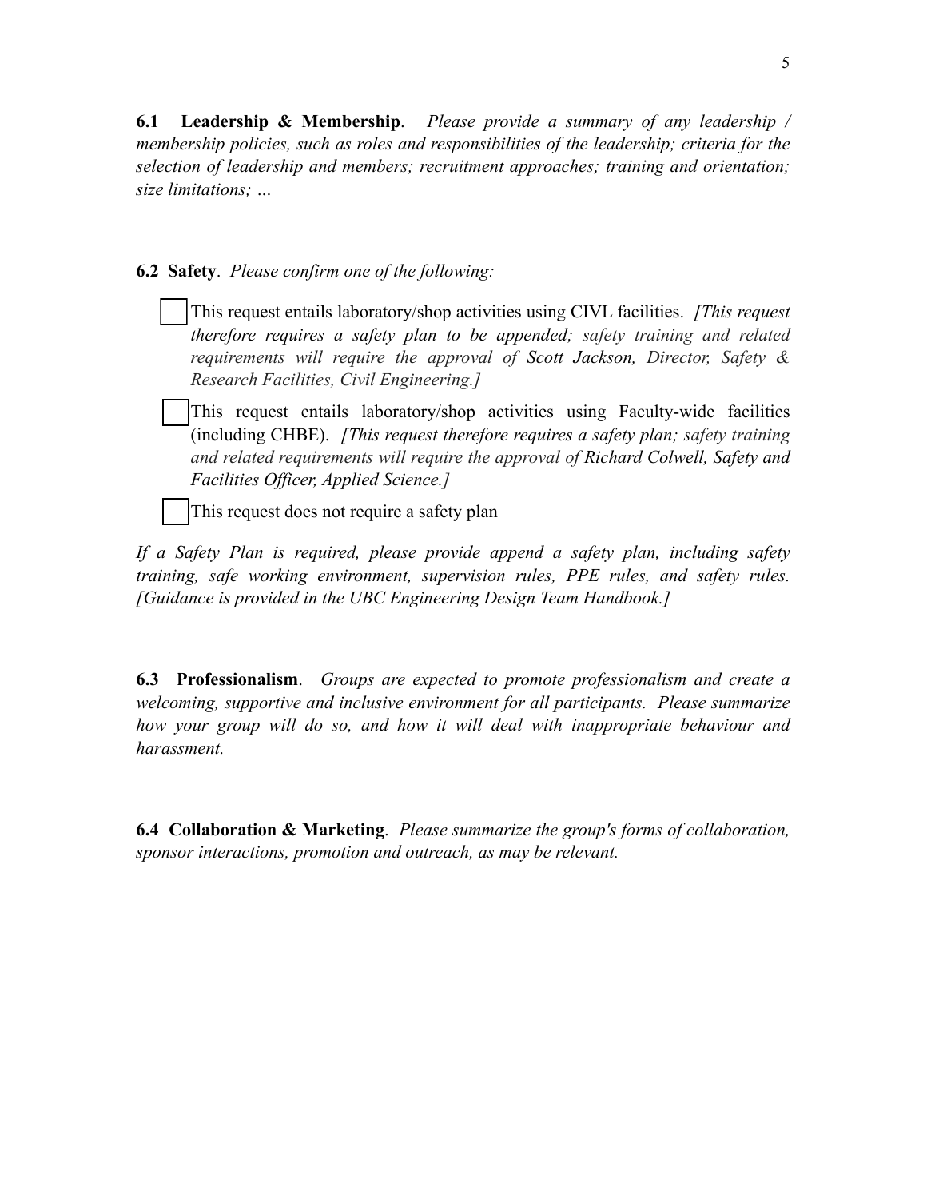**6.1 Leadership & Membership**. *Please provide a summary of any leadership / membership policies, such as roles and responsibilities of the leadership; criteria for the selection of leadership and members; recruitment approaches; training and orientation; size limitations; …*

**6.2 Safety**. *Please confirm one of the following:*

- [ ] This request entails laboratory/shop activities using CIVL facilities. *[This request therefore requires a safety plan to be appended; safety training and related requirements will require the approval of Scott Jackson, Director, Safety & Research Facilities, Civil Engineering.]*
- [ ] This request entails laboratory/shop activities using Faculty-wide facilities (including CHBE). *[This request therefore requires a safety plan; safety training and related requirements will require the approval of Richard Colwell, Safety and Facilities Officer, Applied Science.]*
- [ ] This request does not require a safety plan

*If a Safety Plan is required, please provide append a safety plan, including safety training, safe working environment, supervision rules, PPE rules, and safety rules. [Guidance is provided in the UBC Engineering Design Team Handbook.]*

**6.3 Professionalism**. *Groups are expected to promote professionalism and create a welcoming, supportive and inclusive environment for all participants. Please summarize how your group will do so, and how it will deal with inappropriate behaviour and harassment.*

**6.4 Collaboration & Marketing**. *Please summarize the group's forms of collaboration, sponsor interactions, promotion and outreach, as may be relevant.*